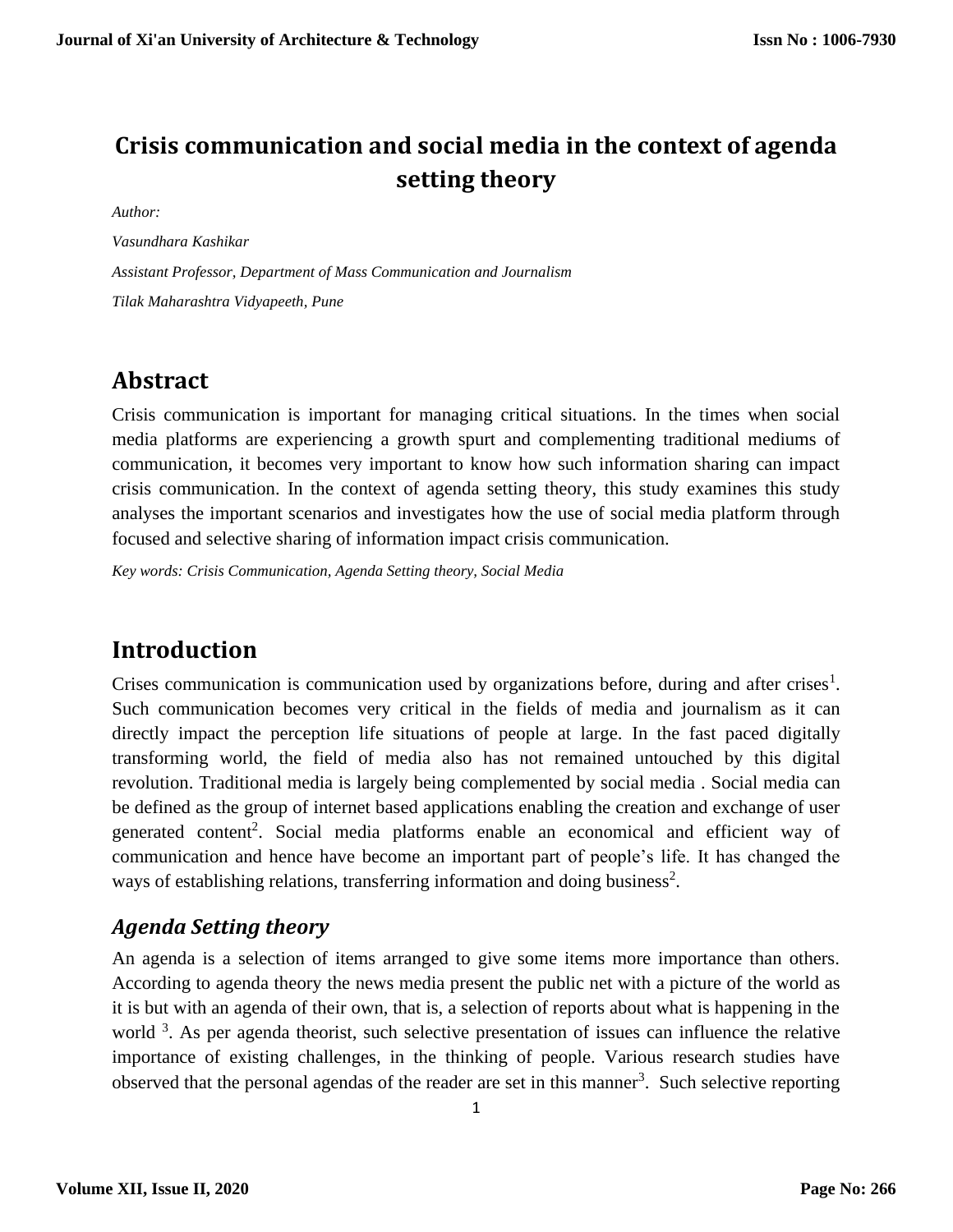# Crisis communication and social media in the context of agenda setting theory

*Author:*

*Vasundhara Kashikar*

*Assistant Professor, Department of Mass Communication and Journalism*

*Tilak Maharashtra Vidyapeeth, Pune*

## Abstract

Crisis communication is important for managing critical situations. In the times when social media platforms are experiencing a growth spurt and complementing traditional mediums of communication, it becomes very important to know how such information sharing can impact crisis communication. In the context of agenda setting theory, this study examines this study analyses the important scenarios and investigates how the use of social media platform through focused and selective sharing of information impact crisis communication.

*Key words: Crisis Communication, Agenda Setting theory, Social Media*

## Introduction

Crises communication is communication used by organizations before, during and after crises[1]. Such communication becomes very critical in the fields of media and journalism as it can directly impact the perception life situations of people at large. In the fast paced digitally transforming world, the field of media also has not remained untouched by this digital revolution. Traditional media is largely being complemented by social media . Social media can be defined as the group of internet based applications enabling the creation and exchange of user generated content[2]. Social media platforms enable an economical and efficient way of communication and hence have become an important part of people's life. It has changed the ways of establishing relations, transferring information and doing business[2].

### *Agenda Setting theory*

An agenda is a selection of items arranged to give some items more importance than others. According to agenda theory the news media present the public net with a picture of the world as it is but with an agenda of their own, that is, a selection of reports about what is happening in the world [3]. As per agenda theorist, such selective presentation of issues can influence the relative importance of existing challenges, in the thinking of people. Various research studies have observed that the personal agendas of the reader are set in this manner[3]. Such selective reporting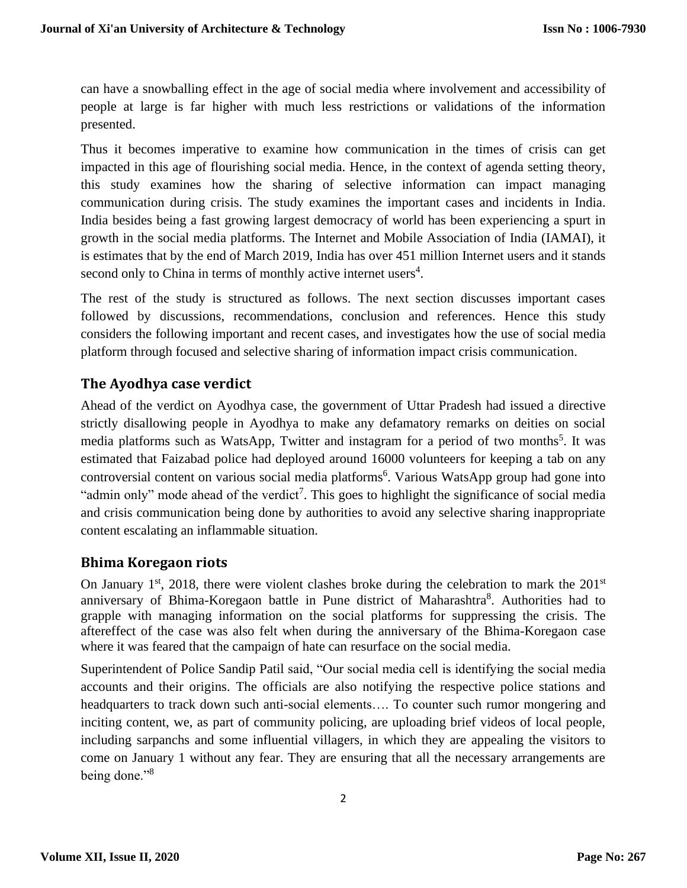can have a snowballing effect in the age of social media where involvement and accessibility of people at large is far higher with much less restrictions or validations of the information presented.

Thus it becomes imperative to examine how communication in the times of crisis can get impacted in this age of flourishing social media. Hence, in the context of agenda setting theory, this study examines how the sharing of selective information can impact managing communication during crisis. The study examines the important cases and incidents in India. India besides being a fast growing largest democracy of world has been experiencing a spurt in growth in the social media platforms. The Internet and Mobile Association of India (IAMAI), it is estimates that by the end of March 2019, India has over 451 million Internet users and it stands second only to China in terms of monthly active internet users[4].

The rest of the study is structured as follows. The next section discusses important cases followed by discussions, recommendations, conclusion and references. Hence this study considers the following important and recent cases, and investigates how the use of social media platform through focused and selective sharing of information impact crisis communication.

## The Ayodhya case verdict

Ahead of the verdict on Ayodhya case, the government of Uttar Pradesh had issued a directive strictly disallowing people in Ayodhya to make any defamatory remarks on deities on social media platforms such as WatsApp, Twitter and instagram for a period of two months[5]. It was estimated that Faizabad police had deployed around 16000 volunteers for keeping a tab on any controversial content on various social media platforms[6]. Various WatsApp group had gone into "admin only" mode ahead of the verdict[7]. This goes to highlight the significance of social media and crisis communication being done by authorities to avoid any selective sharing inappropriate content escalating an inflammable situation.

## Bhima Koregaon riots

On January 1st, 2018, there were violent clashes broke during the celebration to mark the 201st anniversary of Bhima-Koregaon battle in Pune district of Maharashtra[8]. Authorities had to grapple with managing information on the social platforms for suppressing the crisis. The aftereffect of the case was also felt when during the anniversary of the Bhima-Koregaon case where it was feared that the campaign of hate can resurface on the social media.

Superintendent of Police Sandip Patil said, "Our social media cell is identifying the social media accounts and their origins. The officials are also notifying the respective police stations and headquarters to track down such anti-social elements…. To counter such rumor mongering and inciting content, we, as part of community policing, are uploading brief videos of local people, including sarpanchs and some influential villagers, in which they are appealing the visitors to come on January 1 without any fear. They are ensuring that all the necessary arrangements are being done."[8]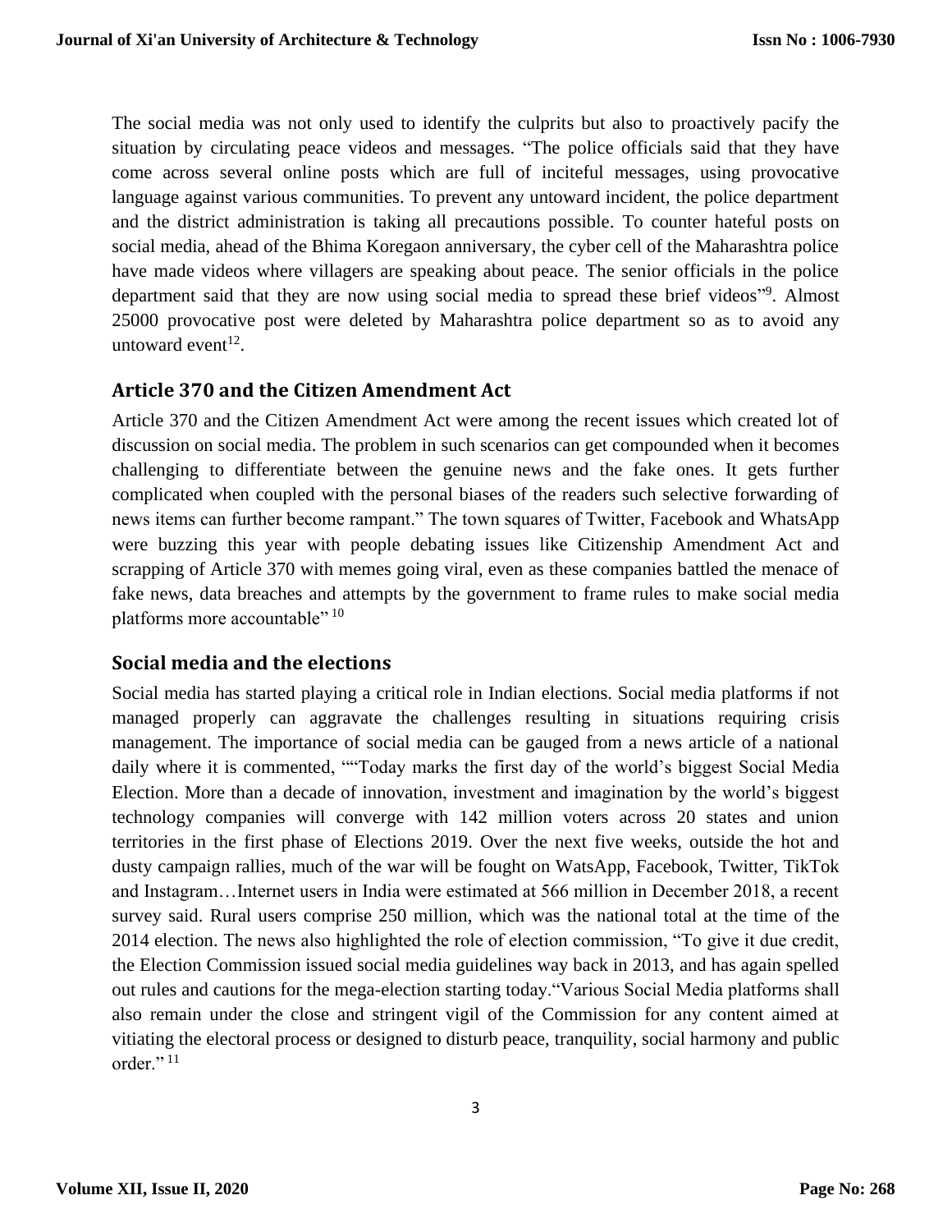The social media was not only used to identify the culprits but also to proactively pacify the situation by circulating peace videos and messages. "The police officials said that they have come across several online posts which are full of inciteful messages, using provocative language against various communities. To prevent any untoward incident, the police department and the district administration is taking all precautions possible. To counter hateful posts on social media, ahead of the Bhima Koregaon anniversary, the cyber cell of the Maharashtra police have made videos where villagers are speaking about peace. The senior officials in the police department said that they are now using social media to spread these brief videos"[9]. Almost 25000 provocative post were deleted by Maharashtra police department so as to avoid any untoward event[12].

## Article 370 and the Citizen Amendment Act

Article 370 and the Citizen Amendment Act were among the recent issues which created lot of discussion on social media. The problem in such scenarios can get compounded when it becomes challenging to differentiate between the genuine news and the fake ones. It gets further complicated when coupled with the personal biases of the readers such selective forwarding of news items can further become rampant." The town squares of Twitter, Facebook and WhatsApp were buzzing this year with people debating issues like Citizenship Amendment Act and scrapping of Article 370 with memes going viral, even as these companies battled the menace of fake news, data breaches and attempts by the government to frame rules to make social media platforms more accountable" [10]

## Social media and the elections

Social media has started playing a critical role in Indian elections. Social media platforms if not managed properly can aggravate the challenges resulting in situations requiring crisis management. The importance of social media can be gauged from a news article of a national daily where it is commented, ""Today marks the first day of the world's biggest Social Media Election. More than a decade of innovation, investment and imagination by the world's biggest technology companies will converge with 142 million voters across 20 states and union territories in the first phase of Elections 2019. Over the next five weeks, outside the hot and dusty campaign rallies, much of the war will be fought on WatsApp, Facebook, Twitter, TikTok and Instagram…Internet users in India were estimated at 566 million in December 2018, a recent survey said. Rural users comprise 250 million, which was the national total at the time of the 2014 election. The news also highlighted the role of election commission, "To give it due credit, the Election Commission issued social media guidelines way back in 2013, and has again spelled out rules and cautions for the mega-election starting today."Various Social Media platforms shall also remain under the close and stringent vigil of the Commission for any content aimed at vitiating the electoral process or designed to disturb peace, tranquility, social harmony and public order." [11]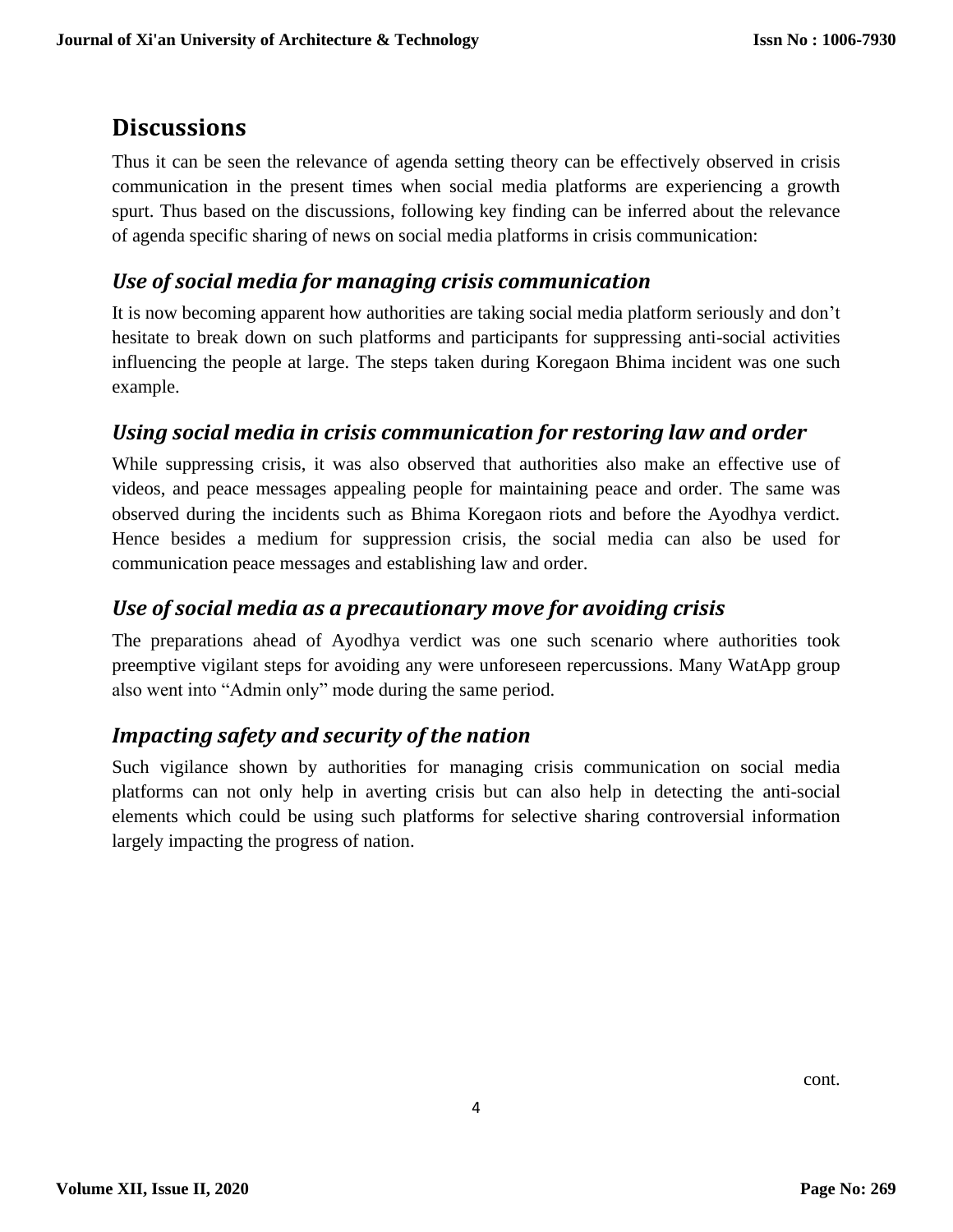## Discussions

Thus it can be seen the relevance of agenda setting theory can be effectively observed in crisis communication in the present times when social media platforms are experiencing a growth spurt. Thus based on the discussions, following key finding can be inferred about the relevance of agenda specific sharing of news on social media platforms in crisis communication:

### *Use of social media for managing crisis communication*

It is now becoming apparent how authorities are taking social media platform seriously and don't hesitate to break down on such platforms and participants for suppressing anti-social activities influencing the people at large. The steps taken during Koregaon Bhima incident was one such example.

### *Using social media in crisis communication for restoring law and order*

While suppressing crisis, it was also observed that authorities also make an effective use of videos, and peace messages appealing people for maintaining peace and order. The same was observed during the incidents such as Bhima Koregaon riots and before the Ayodhya verdict. Hence besides a medium for suppression crisis, the social media can also be used for communication peace messages and establishing law and order.

### *Use of social media as a precautionary move for avoiding crisis*

The preparations ahead of Ayodhya verdict was one such scenario where authorities took preemptive vigilant steps for avoiding any were unforeseen repercussions. Many WatApp group also went into "Admin only" mode during the same period.

### *Impacting safety and security of the nation*

Such vigilance shown by authorities for managing crisis communication on social media platforms can not only help in averting crisis but can also help in detecting the anti-social elements which could be using such platforms for selective sharing controversial information largely impacting the progress of nation.

cont.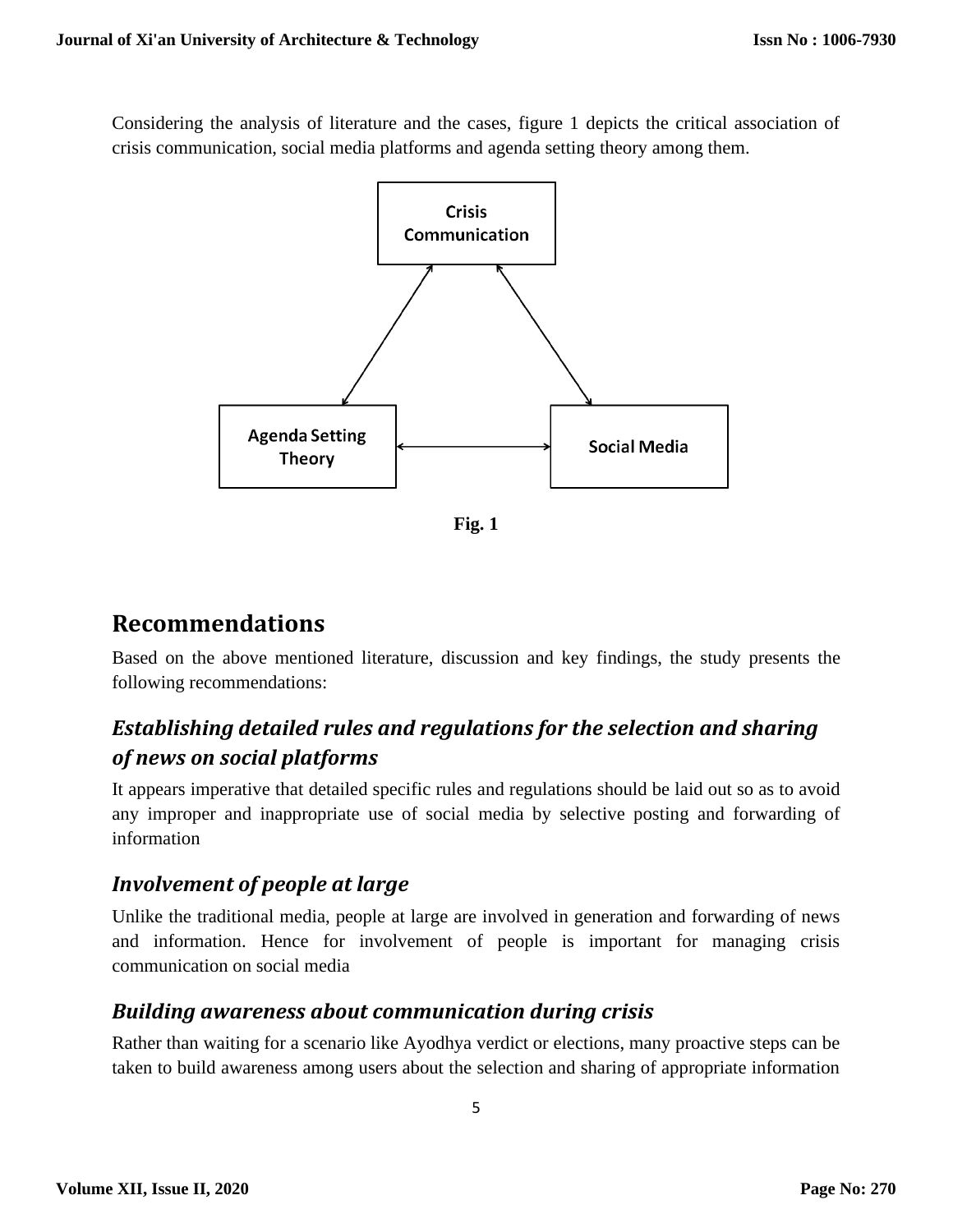Considering the analysis of literature and the cases, figure 1 depicts the critical association of crisis communication, social media platforms and agenda setting theory among them.

**Fig. 1**

## Recommendations

Based on the above mentioned literature, discussion and key findings, the study presents the following recommendations:

### *Establishing detailed rules and regulations for the selection and sharing of news on social platforms*

It appears imperative that detailed specific rules and regulations should be laid out so as to avoid any improper and inappropriate use of social media by selective posting and forwarding of information

### *Involvement of people at large*

Unlike the traditional media, people at large are involved in generation and forwarding of news and information. Hence for involvement of people is important for managing crisis communication on social media

### *Building awareness about communication during crisis*

Rather than waiting for a scenario like Ayodhya verdict or elections, many proactive steps can be taken to build awareness among users about the selection and sharing of appropriate information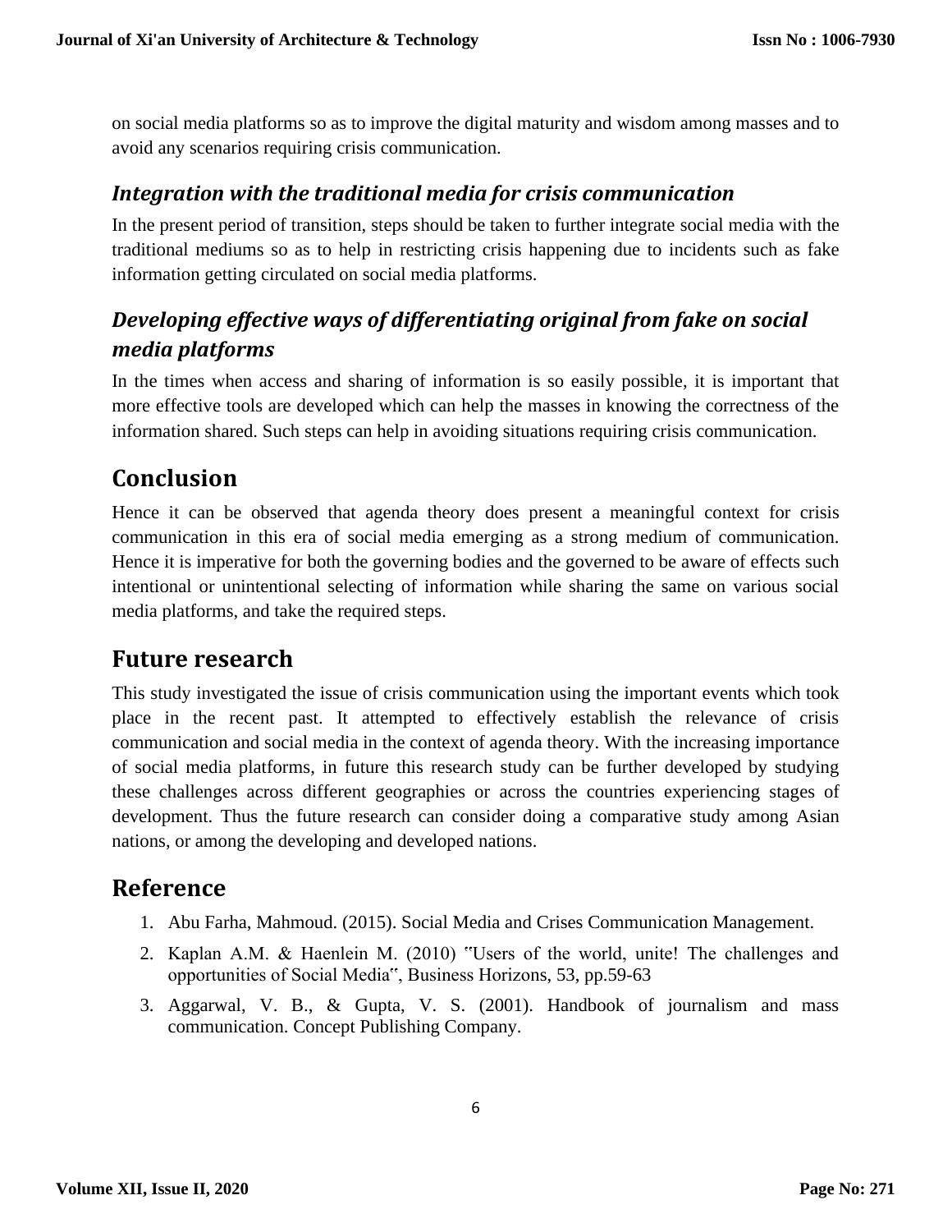on social media platforms so as to improve the digital maturity and wisdom among masses and to avoid any scenarios requiring crisis communication.

### *Integration with the traditional media for crisis communication*

In the present period of transition, steps should be taken to further integrate social media with the traditional mediums so as to help in restricting crisis happening due to incidents such as fake information getting circulated on social media platforms.

### *Developing effective ways of differentiating original from fake on social media platforms*

In the times when access and sharing of information is so easily possible, it is important that more effective tools are developed which can help the masses in knowing the correctness of the information shared. Such steps can help in avoiding situations requiring crisis communication.

## Conclusion

Hence it can be observed that agenda theory does present a meaningful context for crisis communication in this era of social media emerging as a strong medium of communication. Hence it is imperative for both the governing bodies and the governed to be aware of effects such intentional or unintentional selecting of information while sharing the same on various social media platforms, and take the required steps.

## Future research

This study investigated the issue of crisis communication using the important events which took place in the recent past. It attempted to effectively establish the relevance of crisis communication and social media in the context of agenda theory. With the increasing importance of social media platforms, in future this research study can be further developed by studying these challenges across different geographies or across the countries experiencing stages of development. Thus the future research can consider doing a comparative study among Asian nations, or among the developing and developed nations.

## Reference

1. Abu Farha, Mahmoud. (2015). Social Media and Crises Communication Management.
2. Kaplan A.M. & Haenlein M. (2010) "Users of the world, unite! The challenges and opportunities of Social Media", Business Horizons, 53, pp.59-63
3. Aggarwal, V. B., & Gupta, V. S. (2001). Handbook of journalism and mass communication. Concept Publishing Company.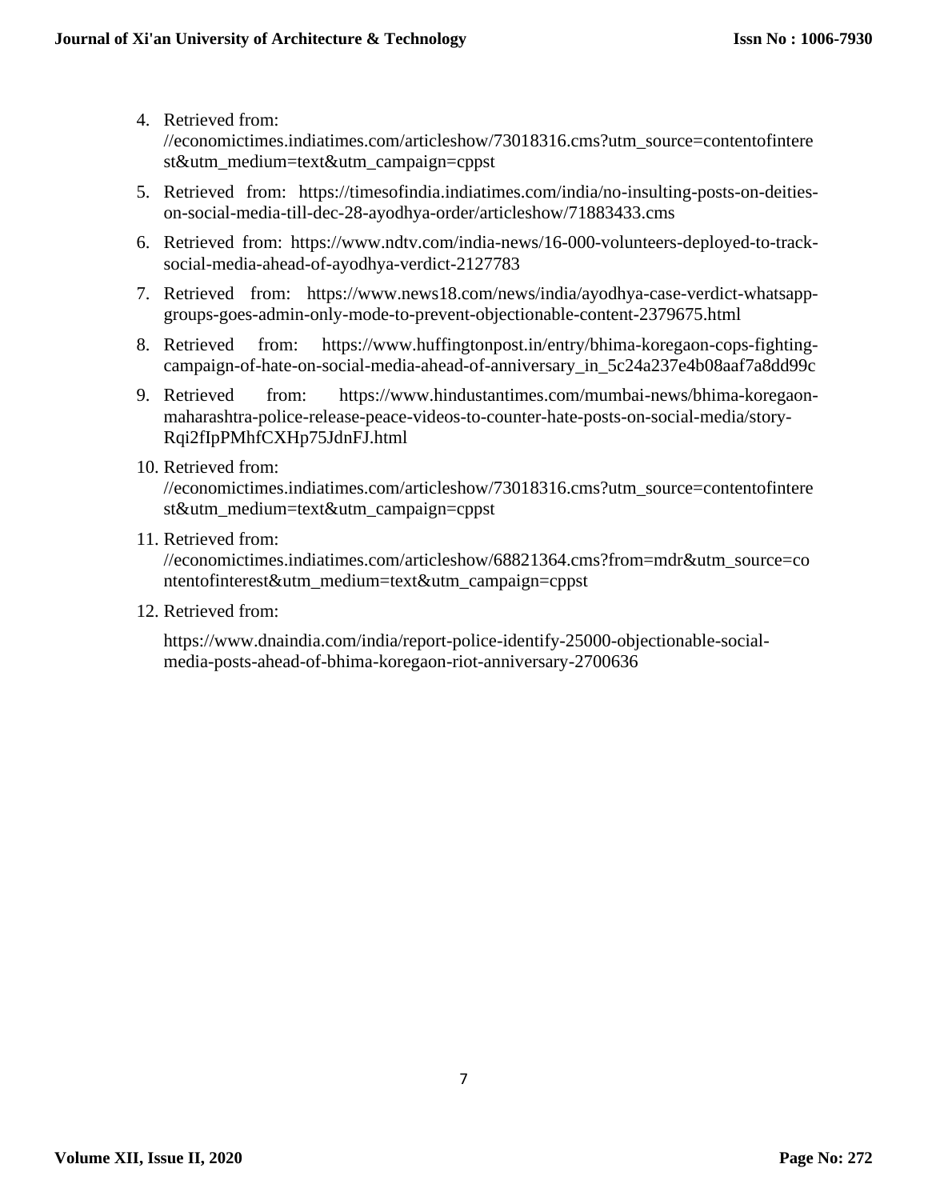4. Retrieved from: //economictimes.indiatimes.com/articleshow/73018316.cms?utm_source=contentofinterest&utm_medium=text&utm_campaign=cppst
5. Retrieved from: https://timesofindia.indiatimes.com/india/no-insulting-posts-on-deities-on-social-media-till-dec-28-ayodhya-order/articleshow/71883433.cms
6. Retrieved from: https://www.ndtv.com/india-news/16-000-volunteers-deployed-to-track-social-media-ahead-of-ayodhya-verdict-2127783
7. Retrieved from: https://www.news18.com/news/india/ayodhya-case-verdict-whatsapp-groups-goes-admin-only-mode-to-prevent-objectionable-content-2379675.html
8. Retrieved from: https://www.huffingtonpost.in/entry/bhima-koregaon-cops-fighting-campaign-of-hate-on-social-media-ahead-of-anniversary_in_5c24a237e4b08aaf7a8dd99c
9. Retrieved from: https://www.hindustantimes.com/mumbai-news/bhima-koregaon-maharashtra-police-release-peace-videos-to-counter-hate-posts-on-social-media/story-Rqi2fIpPMhfCXHp75JdnFJ.html
10. Retrieved from: //economictimes.indiatimes.com/articleshow/73018316.cms?utm_source=contentofinterest&utm_medium=text&utm_campaign=cppst
11. Retrieved from: //economictimes.indiatimes.com/articleshow/68821364.cms?from=mdr&utm_source=contentofinterest&utm_medium=text&utm_campaign=cppst
12. Retrieved from:

    https://www.dnaindia.com/india/report-police-identify-25000-objectionable-social-media-posts-ahead-of-bhima-koregaon-riot-anniversary-2700636